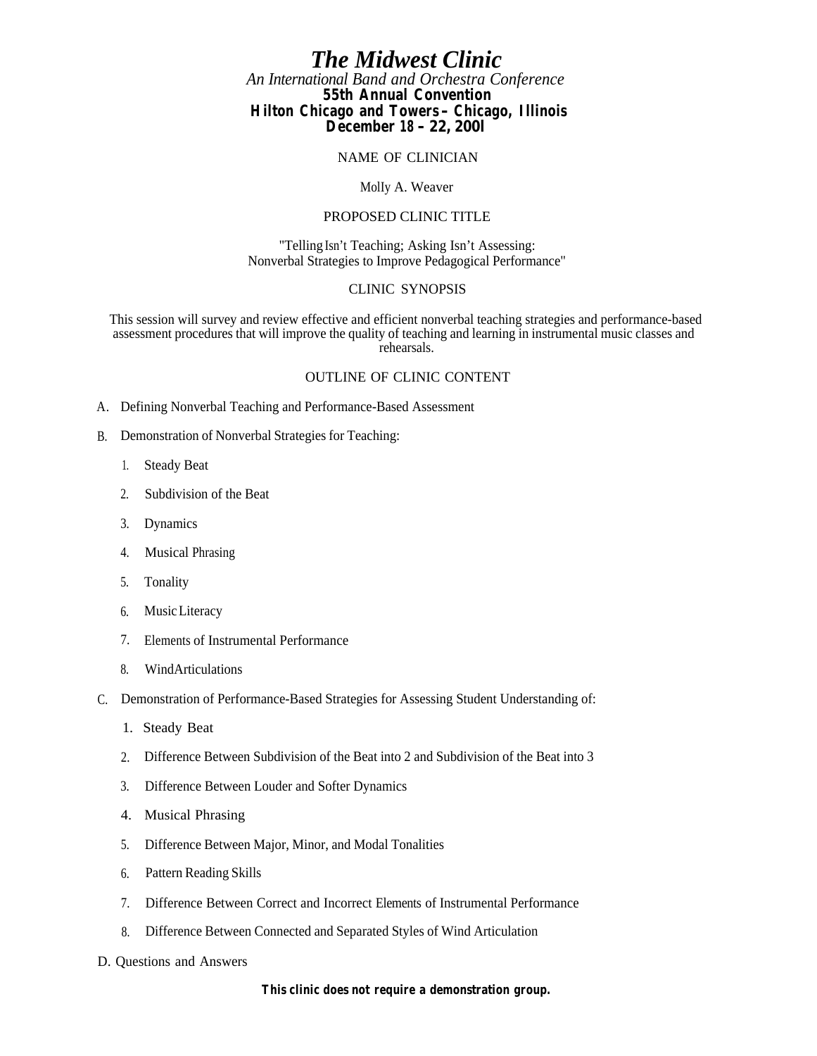# *The Midwest Clinic*

*An International Band and Orchestra Conference*

**55th Annual Convention**

**Hilton Chicago and Towers – Chicago, Illinois**

**December 18 – 22, 200l**

NAME OF CLINICIAN

Molly A. Weaver

PROPOSED CLINIC TITLE

"Telling Isn't Teaching; Asking Isn't Assessing: Nonverbal Strategies to Improve Pedagogical Performance"

CLINIC SYNOPSIS

This session will survey and review effective and efficient nonverbal teaching strategies and performance-based assessment procedures that will improve the quality of teaching and learning in instrumental music classes and rehearsals.

OUTLINE OF CLINIC CONTENT

A. Defining Nonverbal Teaching and Performance-Based Assessment

B. Demonstration of Nonverbal Strategies for Teaching:

1. Steady Beat
2. Subdivision of the Beat
3. Dynamics
4. Musical Phrasing
5. Tonality
6. Music Literacy
7. Elements of Instrumental Performance
8. WindArticulations

C. Demonstration of Performance-Based Strategies for Assessing Student Understanding of:

1. Steady Beat
2. Difference Between Subdivision of the Beat into 2 and Subdivision of the Beat into 3
3. Difference Between Louder and Softer Dynamics
4. Musical Phrasing
5. Difference Between Major, Minor, and Modal Tonalities
6. Pattern Reading Skills
7. Difference Between Correct and Incorrect Elements of Instrumental Performance
8. Difference Between Connected and Separated Styles of Wind Articulation

D. Questions and Answers

**This clinic does not require a demonstration group.**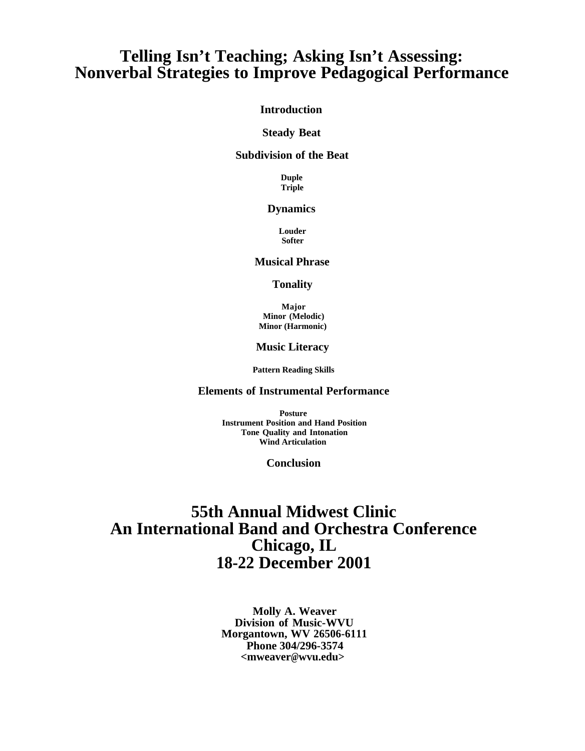# Telling Isn't Teaching; Asking Isn't Assessing: Nonverbal Strategies to Improve Pedagogical Performance

**Introduction**

**Steady Beat**

**Subdivision of the Beat**

**Duple**
**Triple**

**Dynamics**

**Louder**
**Softer**

**Musical Phrase**

**Tonality**

**Major**
**Minor (Melodic)**
**Minor (Harmonic)**

**Music Literacy**

**Pattern Reading Skills**

**Elements of Instrumental Performance**

**Posture**
**Instrument Position and Hand Position**
**Tone Quality and Intonation**
**Wind Articulation**

**Conclusion**

## 55th Annual Midwest Clinic
## An International Band and Orchestra Conference
## Chicago, IL
## 18-22 December 2001

**Molly A. Weaver**
**Division of Music-WVU**
**Morgantown, WV 26506-6111**
**Phone 304/296-3574**
**<mweaver@wvu.edu>**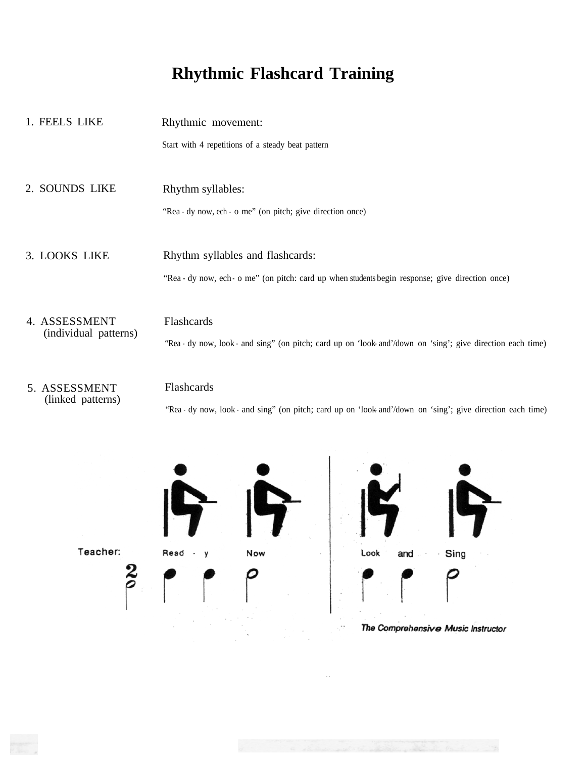# Rhythmic Flashcard Training

1. FEELS LIKE — Rhythmic movement:

   Start with 4 repetitions of a steady beat pattern

2. SOUNDS LIKE — Rhythm syllables:

   "Rea - dy now, ech - o me" (on pitch; give direction once)

3. LOOKS LIKE — Rhythm syllables and flashcards:

   "Rea - dy now, ech - o me" (on pitch: card up when students begin response; give direction once)

4. ASSESSMENT (individual patterns) — Flashcards

   "Rea - dy now, look - and sing" (on pitch; card up on 'look- and'/down on 'sing'; give direction each time)

5. ASSESSMENT (linked patterns) — Flashcards

   "Rea - dy now, look - and sing" (on pitch; card up on 'look- and'/down on 'sing'; give direction each time)

Teacher: Read - y Now | Look and Sing

*The Comprehensive Music Instructor*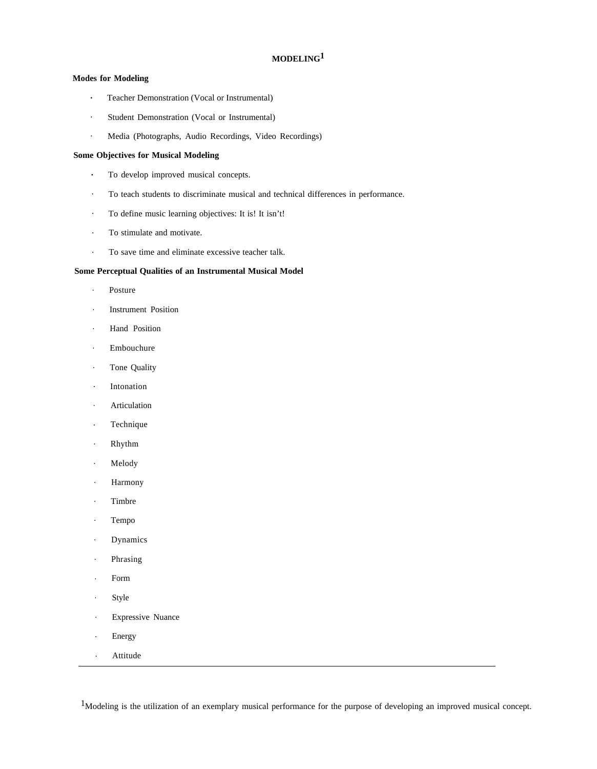# MODELING[1]

**Modes for Modeling**

- Teacher Demonstration (Vocal or Instrumental)
- Student Demonstration (Vocal or Instrumental)
- Media (Photographs, Audio Recordings, Video Recordings)

**Some Objectives for Musical Modeling**

- To develop improved musical concepts.
- To teach students to discriminate musical and technical differences in performance.
- To define music learning objectives: It is! It isn't!
- To stimulate and motivate.
- To save time and eliminate excessive teacher talk.

**Some Perceptual Qualities of an Instrumental Musical Model**

- Posture
- Instrument Position
- Hand Position
- Embouchure
- Tone Quality
- Intonation
- Articulation
- Technique
- Rhythm
- Melody
- Harmony
- Timbre
- Tempo
- Dynamics
- Phrasing
- Form
- Style
- Expressive Nuance
- Energy
- Attitude

---

[1] Modeling is the utilization of an exemplary musical performance for the purpose of developing an improved musical concept.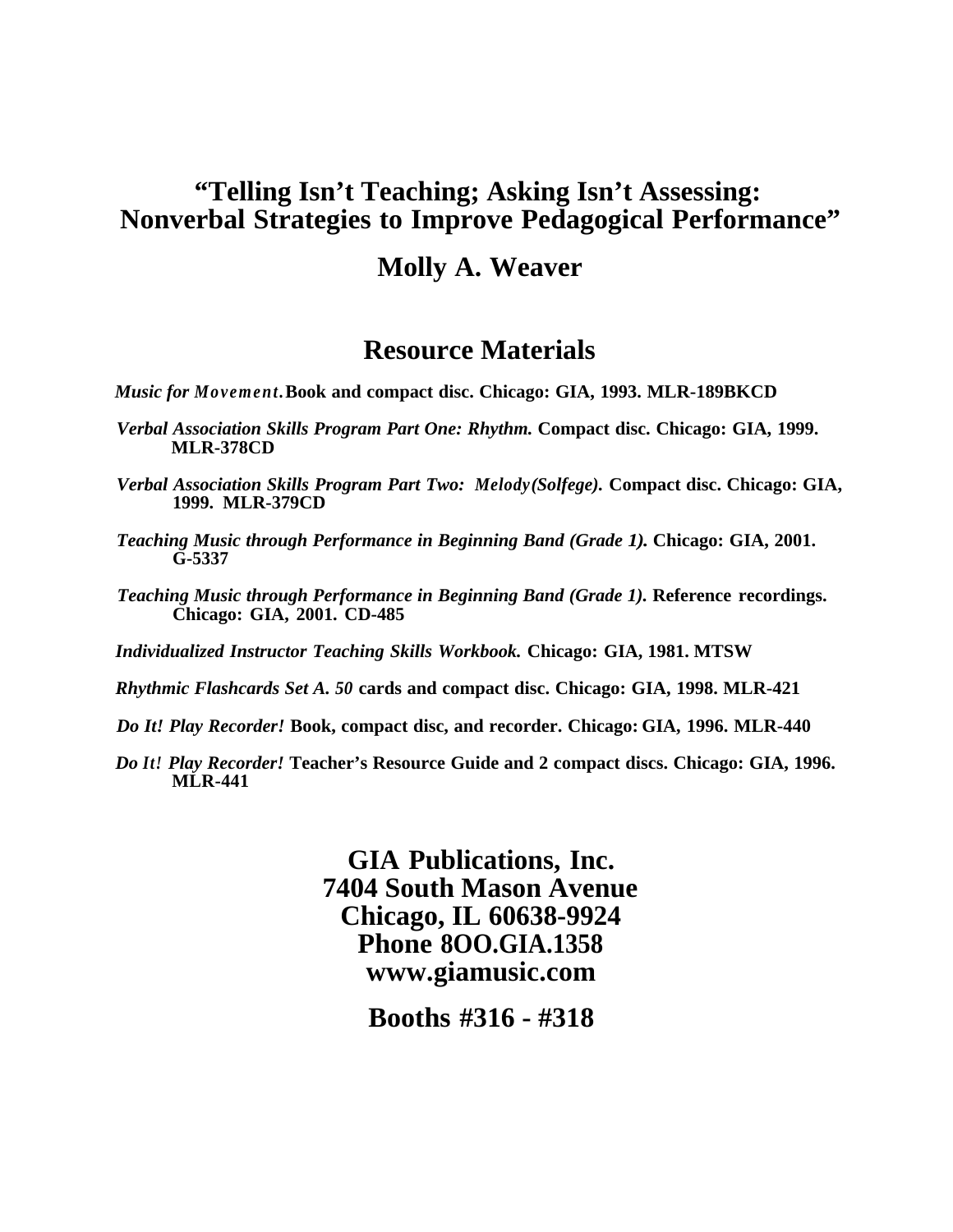# "Telling Isn't Teaching; Asking Isn't Assessing: Nonverbal Strategies to Improve Pedagogical Performance"

## Molly A. Weaver

## Resource Materials

***Music for Movement*. Book and compact disc. Chicago: GIA, 1993. MLR-189BKCD**

***Verbal Association Skills Program Part One: Rhythm.* Compact disc. Chicago: GIA, 1999. MLR-378CD**

***Verbal Association Skills Program Part Two: Melody (Solfege).* Compact disc. Chicago: GIA, 1999. MLR-379CD**

***Teaching Music through Performance in Beginning Band (Grade 1).* Chicago: GIA, 2001. G-5337**

***Teaching Music through Performance in Beginning Band (Grade 1).* Reference recordings. Chicago: GIA, 2001. CD-485**

***Individualized Instructor Teaching Skills Workbook.* Chicago: GIA, 1981. MTSW**

***Rhythmic Flashcards Set A. 50* cards and compact disc. Chicago: GIA, 1998. MLR-421**

***Do It! Play Recorder!* Book, compact disc, and recorder. Chicago: GIA, 1996. MLR-440**

***Do It! Play Recorder!* Teacher's Resource Guide and 2 compact discs. Chicago: GIA, 1996. MLR-441**

**GIA Publications, Inc.**
**7404 South Mason Avenue**
**Chicago, IL 60638-9924**
**Phone 8OO.GIA.1358**
**www.giamusic.com**

**Booths #316 - #318**